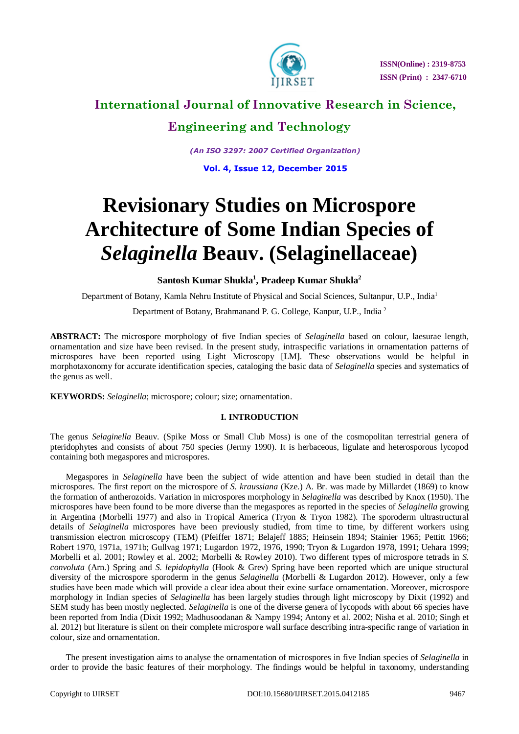# Revisionary Studies on Microspore Architecture of Some Indian Species of *Selaginella* Beauv. (Selaginellaceae)

**Santosh Kumar Shukla[1], Pradeep Kumar Shukla[2]**

Department of Botany, Kamla Nehru Institute of Physical and Social Sciences, Sultanpur, U.P., India[1]

Department of Botany, Brahmanand P. G. College, Kanpur, U.P., India [2]

**ABSTRACT:** The microspore morphology of five Indian species of *Selaginella* based on colour, laesurae length, ornamentation and size have been revised. In the present study, intraspecific variations in ornamentation patterns of microspores have been reported using Light Microscopy [LM]. These observations would be helpful in morphotaxonomy for accurate identification species, cataloging the basic data of *Selaginella* species and systematics of the genus as well.

**KEYWORDS:** *Selaginella*; microspore; colour; size; ornamentation.

## I. INTRODUCTION

The genus *Selaginella* Beauv. (Spike Moss or Small Club Moss) is one of the cosmopolitan terrestrial genera of pteridophytes and consists of about 750 species (Jermy 1990). It is herbaceous, ligulate and heterosporous lycopod containing both megaspores and microspores.

Megaspores in *Selaginella* have been the subject of wide attention and have been studied in detail than the microspores. The first report on the microspore of *S. kraussiana* (Kze.) A. Br. was made by Millardet (1869) to know the formation of antherozoids. Variation in microspores morphology in *Selaginella* was described by Knox (1950). The microspores have been found to be more diverse than the megaspores as reported in the species of *Selaginella* growing in Argentina (Morbelli 1977) and also in Tropical America (Tryon & Tryon 1982). The sporoderm ultrastructural details of *Selaginella* microspores have been previously studied, from time to time, by different workers using transmission electron microscopy (TEM) (Pfeiffer 1871; Belajeff 1885; Heinsein 1894; Stainier 1965; Pettitt 1966; Robert 1970, 1971a, 1971b; Gullvag 1971; Lugardon 1972, 1976, 1990; Tryon & Lugardon 1978, 1991; Uehara 1999; Morbelli et al. 2001; Rowley et al. 2002; Morbelli & Rowley 2010). Two different types of microspore tetrads in *S. convoluta* (Arn.) Spring and *S. lepidophylla* (Hook & Grev) Spring have been reported which are unique structural diversity of the microspore sporoderm in the genus *Selaginella* (Morbelli & Lugardon 2012). However, only a few studies have been made which will provide a clear idea about their exine surface ornamentation. Moreover, microspore morphology in Indian species of *Selaginella* has been largely studies through light microscopy by Dixit (1992) and SEM study has been mostly neglected. *Selaginella* is one of the diverse genera of lycopods with about 66 species have been reported from India (Dixit 1992; Madhusoodanan & Nampy 1994; Antony et al. 2002; Nisha et al. 2010; Singh et al. 2012) but literature is silent on their complete microspore wall surface describing intra-specific range of variation in colour, size and ornamentation.

The present investigation aims to analyse the ornamentation of microspores in five Indian species of *Selaginella* in order to provide the basic features of their morphology. The findings would be helpful in taxonomy, understanding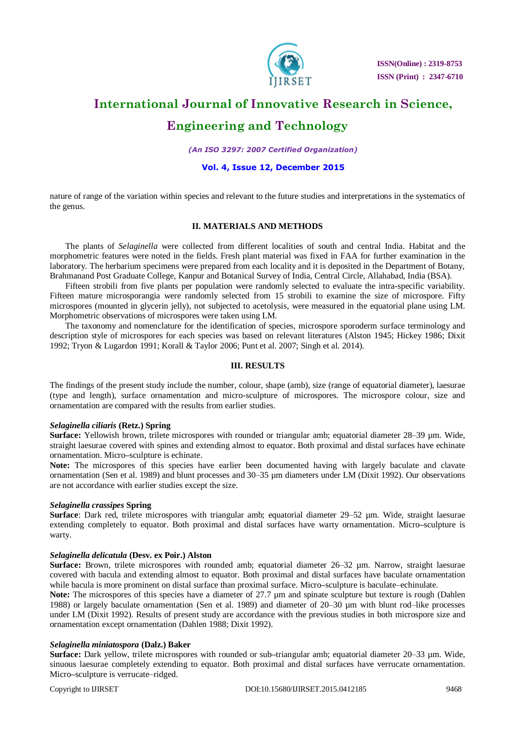nature of range of the variation within species and relevant to the future studies and interpretations in the systematics of the genus.

## II. MATERIALS AND METHODS

The plants of *Selaginella* were collected from different localities of south and central India. Habitat and the morphometric features were noted in the fields. Fresh plant material was fixed in FAA for further examination in the laboratory. The herbarium specimens were prepared from each locality and it is deposited in the Department of Botany, Brahmanand Post Graduate College, Kanpur and Botanical Survey of India, Central Circle, Allahabad, India (BSA).

Fifteen strobili from five plants per population were randomly selected to evaluate the intra-specific variability. Fifteen mature microsporangia were randomly selected from 15 strobili to examine the size of microspore. Fifty microspores (mounted in glycerin jelly), not subjected to acetolysis, were measured in the equatorial plane using LM. Morphometric observations of microspores were taken using LM.

The taxonomy and nomenclature for the identification of species, microspore sporoderm surface terminology and description style of microspores for each species was based on relevant literatures (Alston 1945; Hickey 1986; Dixit 1992; Tryon & Lugardon 1991; Korall & Taylor 2006; Punt et al. 2007; Singh et al. 2014).

## III. RESULTS

The findings of the present study include the number, colour, shape (amb), size (range of equatorial diameter), laesurae (type and length), surface ornamentation and micro-sculpture of microspores. The microspore colour, size and ornamentation are compared with the results from earlier studies.

### *Selaginella ciliaris* (Retz.) Spring

**Surface:** Yellowish brown, trilete microspores with rounded or triangular amb; equatorial diameter 28–39 µm. Wide, straight laesurae covered with spines and extending almost to equator. Both proximal and distal surfaces have echinate ornamentation. Micro–sculpture is echinate.

**Note:** The microspores of this species have earlier been documented having with largely baculate and clavate ornamentation (Sen et al. 1989) and blunt processes and 30–35 µm diameters under LM (Dixit 1992). Our observations are not accordance with earlier studies except the size.

### *Selaginella crassipes* Spring

**Surface**: Dark red, trilete microspores with triangular amb; equatorial diameter 29–52 µm. Wide, straight laesurae extending completely to equator. Both proximal and distal surfaces have warty ornamentation. Micro–sculpture is warty.

### *Selaginella delicatula* (Desv. ex Poir.) Alston

**Surface:** Brown, trilete microspores with rounded amb; equatorial diameter 26–32 µm. Narrow, straight laesurae covered with bacula and extending almost to equator. Both proximal and distal surfaces have baculate ornamentation while bacula is more prominent on distal surface than proximal surface. Micro–sculpture is baculate–echinulate.

**Note:** The microspores of this species have a diameter of 27.7 µm and spinate sculpture but texture is rough (Dahlen 1988) or largely baculate ornamentation (Sen et al. 1989) and diameter of 20–30 µm with blunt rod–like processes under LM (Dixit 1992). Results of present study are accordance with the previous studies in both microspore size and ornamentation except ornamentation (Dahlen 1988; Dixit 1992).

### *Selaginella miniatospora* (Dalz.) Baker

**Surface:** Dark yellow, trilete microspores with rounded or sub–triangular amb; equatorial diameter 20–33 µm. Wide, sinuous laesurae completely extending to equator. Both proximal and distal surfaces have verrucate ornamentation. Micro–sculpture is verrucate–ridged.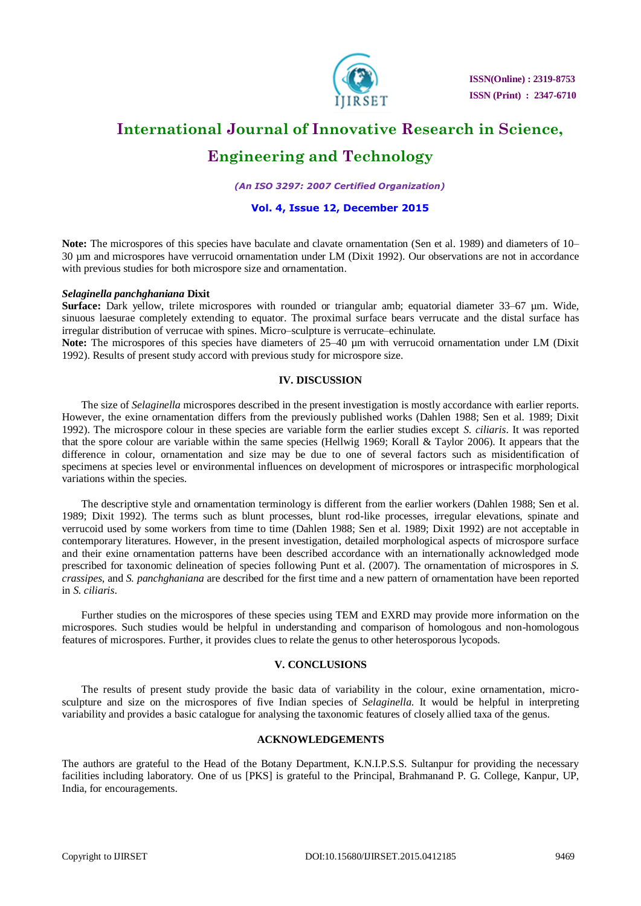**Note:** The microspores of this species have baculate and clavate ornamentation (Sen et al. 1989) and diameters of 10–30 µm and microspores have verrucoid ornamentation under LM (Dixit 1992). Our observations are not in accordance with previous studies for both microspore size and ornamentation.

***Selaginella panchghaniana*** **Dixit**

**Surface:** Dark yellow, trilete microspores with rounded or triangular amb; equatorial diameter 33–67 µm. Wide, sinuous laesurae completely extending to equator. The proximal surface bears verrucate and the distal surface has irregular distribution of verrucae with spines. Micro–sculpture is verrucate–echinulate.

**Note:** The microspores of this species have diameters of 25–40 µm with verrucoid ornamentation under LM (Dixit 1992). Results of present study accord with previous study for microspore size.

## IV. DISCUSSION

The size of *Selaginella* microspores described in the present investigation is mostly accordance with earlier reports. However, the exine ornamentation differs from the previously published works (Dahlen 1988; Sen et al. 1989; Dixit 1992). The microspore colour in these species are variable form the earlier studies except *S. ciliaris*. It was reported that the spore colour are variable within the same species (Hellwig 1969; Korall & Taylor 2006). It appears that the difference in colour, ornamentation and size may be due to one of several factors such as misidentification of specimens at species level or environmental influences on development of microspores or intraspecific morphological variations within the species.

The descriptive style and ornamentation terminology is different from the earlier workers (Dahlen 1988; Sen et al. 1989; Dixit 1992). The terms such as blunt processes, blunt rod-like processes, irregular elevations, spinate and verrucoid used by some workers from time to time (Dahlen 1988; Sen et al. 1989; Dixit 1992) are not acceptable in contemporary literatures. However, in the present investigation, detailed morphological aspects of microspore surface and their exine ornamentation patterns have been described accordance with an internationally acknowledged mode prescribed for taxonomic delineation of species following Punt et al. (2007). The ornamentation of microspores in *S. crassipes*, and *S. panchghaniana* are described for the first time and a new pattern of ornamentation have been reported in *S. ciliaris*.

Further studies on the microspores of these species using TEM and EXRD may provide more information on the microspores. Such studies would be helpful in understanding and comparison of homologous and non-homologous features of microspores. Further, it provides clues to relate the genus to other heterosporous lycopods.

## V. CONCLUSIONS

The results of present study provide the basic data of variability in the colour, exine ornamentation, micro-sculpture and size on the microspores of five Indian species of *Selaginella.* It would be helpful in interpreting variability and provides a basic catalogue for analysing the taxonomic features of closely allied taxa of the genus.

## ACKNOWLEDGEMENTS

The authors are grateful to the Head of the Botany Department, K.N.I.P.S.S. Sultanpur for providing the necessary facilities including laboratory. One of us [PKS] is grateful to the Principal, Brahmanand P. G. College, Kanpur, UP, India, for encouragements.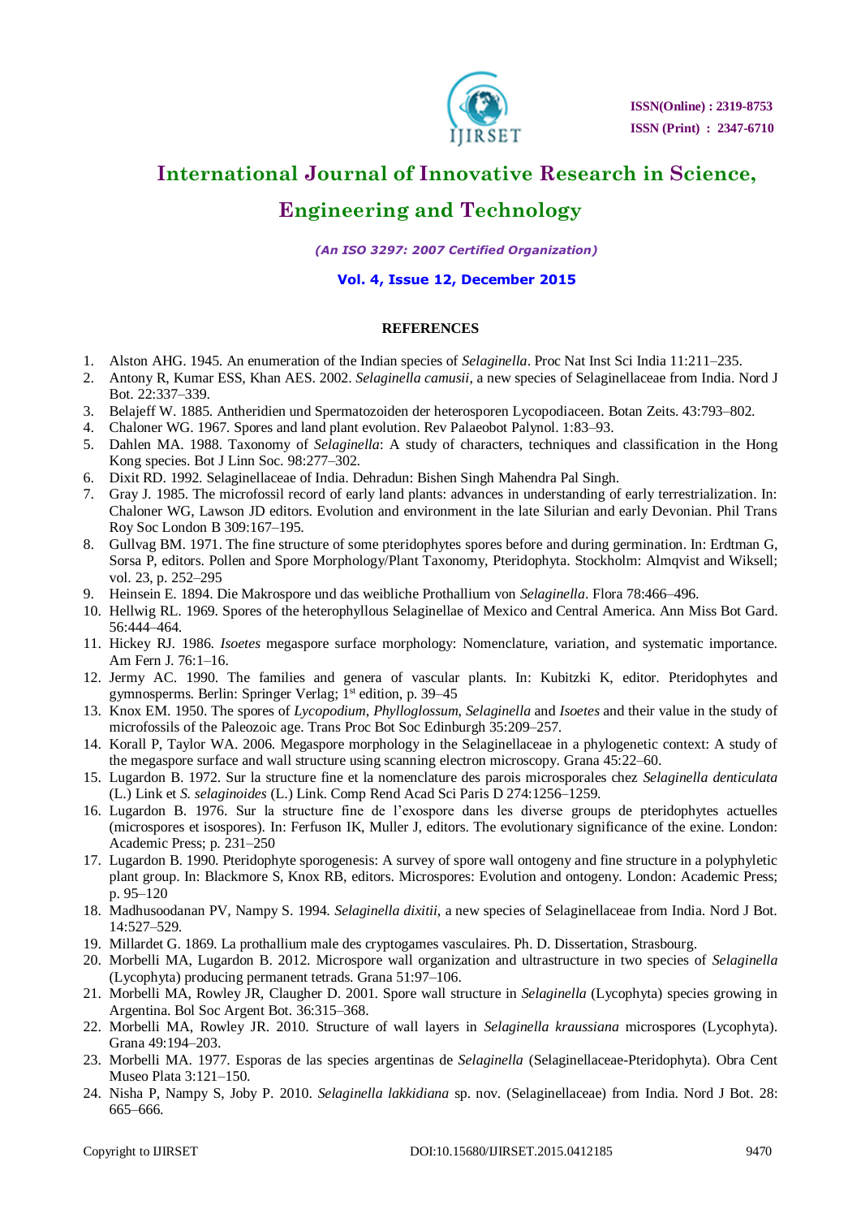## REFERENCES

1. Alston AHG. 1945. An enumeration of the Indian species of *Selaginella*. Proc Nat Inst Sci India 11:211–235.
2. Antony R, Kumar ESS, Khan AES. 2002. *Selaginella camusii*, a new species of Selaginellaceae from India. Nord J Bot. 22:337–339.
3. Belajeff W. 1885. Antheridien und Spermatozoiden der heterosporen Lycopodiaceen. Botan Zeits. 43:793–802.
4. Chaloner WG. 1967. Spores and land plant evolution. Rev Palaeobot Palynol. 1:83–93.
5. Dahlen MA. 1988. Taxonomy of *Selaginella*: A study of characters, techniques and classification in the Hong Kong species. Bot J Linn Soc. 98:277–302.
6. Dixit RD. 1992. Selaginellaceae of India. Dehradun: Bishen Singh Mahendra Pal Singh.
7. Gray J. 1985. The microfossil record of early land plants: advances in understanding of early terrestrialization. In: Chaloner WG, Lawson JD editors. Evolution and environment in the late Silurian and early Devonian. Phil Trans Roy Soc London B 309:167–195.
8. Gullvag BM. 1971. The fine structure of some pteridophytes spores before and during germination. In: Erdtman G, Sorsa P, editors. Pollen and Spore Morphology/Plant Taxonomy, Pteridophyta. Stockholm: Almqvist and Wiksell; vol. 23, p. 252–295
9. Heinsein E. 1894. Die Makrospore und das weibliche Prothallium von *Selaginella*. Flora 78:466–496.
10. Hellwig RL. 1969. Spores of the heterophyllous Selaginellae of Mexico and Central America. Ann Miss Bot Gard. 56:444–464.
11. Hickey RJ. 1986. *Isoetes* megaspore surface morphology: Nomenclature, variation, and systematic importance. Am Fern J. 76:1–16.
12. Jermy AC. 1990. The families and genera of vascular plants. In: Kubitzki K, editor. Pteridophytes and gymnosperms. Berlin: Springer Verlag; 1st edition, p. 39–45
13. Knox EM. 1950. The spores of *Lycopodium*, *Phylloglossum*, *Selaginella* and *Isoetes* and their value in the study of microfossils of the Paleozoic age. Trans Proc Bot Soc Edinburgh 35:209–257.
14. Korall P, Taylor WA. 2006. Megaspore morphology in the Selaginellaceae in a phylogenetic context: A study of the megaspore surface and wall structure using scanning electron microscopy. Grana 45:22–60.
15. Lugardon B. 1972. Sur la structure fine et la nomenclature des parois microsporales chez *Selaginella denticulata* (L.) Link et *S. selaginoides* (L.) Link. Comp Rend Acad Sci Paris D 274:1256–1259.
16. Lugardon B. 1976. Sur la structure fine de l'exospore dans les diverse groups de pteridophytes actuelles (microspores et isospores). In: Ferfuson IK, Muller J, editors. The evolutionary significance of the exine. London: Academic Press; p. 231–250
17. Lugardon B. 1990. Pteridophyte sporogenesis: A survey of spore wall ontogeny and fine structure in a polyphyletic plant group. In: Blackmore S, Knox RB, editors. Microspores: Evolution and ontogeny. London: Academic Press; p. 95–120
18. Madhusoodanan PV, Nampy S. 1994. *Selaginella dixitii*, a new species of Selaginellaceae from India. Nord J Bot. 14:527–529.
19. Millardet G. 1869. La prothallium male des cryptogames vasculaires. Ph. D. Dissertation, Strasbourg.
20. Morbelli MA, Lugardon B. 2012. Microspore wall organization and ultrastructure in two species of *Selaginella* (Lycophyta) producing permanent tetrads. Grana 51:97–106.
21. Morbelli MA, Rowley JR, Claugher D. 2001. Spore wall structure in *Selaginella* (Lycophyta) species growing in Argentina. Bol Soc Argent Bot. 36:315–368.
22. Morbelli MA, Rowley JR. 2010. Structure of wall layers in *Selaginella kraussiana* microspores (Lycophyta). Grana 49:194–203.
23. Morbelli MA. 1977. Esporas de las species argentinas de *Selaginella* (Selaginellaceae-Pteridophyta). Obra Cent Museo Plata 3:121–150.
24. Nisha P, Nampy S, Joby P. 2010. *Selaginella lakkidiana* sp. nov. (Selaginellaceae) from India. Nord J Bot. 28: 665–666.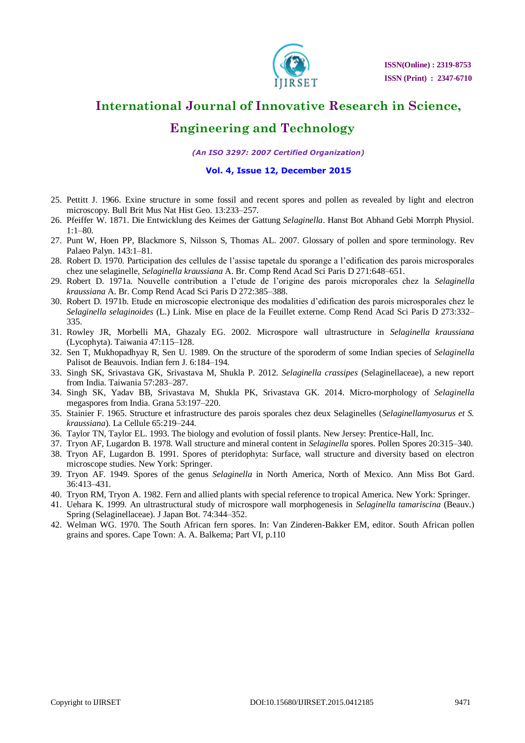25. Pettitt J. 1966. Exine structure in some fossil and recent spores and pollen as revealed by light and electron microscopy. Bull Brit Mus Nat Hist Geo. 13:233–257.
26. Pfeiffer W. 1871. Die Entwicklung des Keimes der Gattung *Selaginella*. Hanst Bot Abhand Gebi Morrph Physiol. 1:1–80.
27. Punt W, Hoen PP, Blackmore S, Nilsson S, Thomas AL. 2007. Glossary of pollen and spore terminology. Rev Palaeo Palyn. 143:1–81.
28. Robert D. 1970. Participation des cellules de l'assise tapetale du sporange a l'edification des parois microsporales chez une selaginelle, *Selaginella kraussiana* A. Br. Comp Rend Acad Sci Paris D 271:648–651.
29. Robert D. 1971a. Nouvelle contribution a l'etude de l'origine des parois microporales chez la *Selaginella kraussiana* A. Br. Comp Rend Acad Sci Paris D 272:385–388.
30. Robert D. 1971b. Etude en microscopie electronique des modalities d'edification des parois microsporales chez le *Selaginella selaginoides* (L.) Link. Mise en place de la Feuillet externe. Comp Rend Acad Sci Paris D 273:332–335.
31. Rowley JR, Morbelli MA, Ghazaly EG. 2002. Microspore wall ultrastructure in *Selaginella kraussiana* (Lycophyta). Taiwania 47:115–128.
32. Sen T, Mukhopadhyay R, Sen U. 1989. On the structure of the sporoderm of some Indian species of *Selaginella* Palisot de Beauvois. Indian fern J. 6:184–194.
33. Singh SK, Srivastava GK, Srivastava M, Shukla P. 2012. *Selaginella crassipes* (Selaginellaceae), a new report from India. Taiwania 57:283–287.
34. Singh SK, Yadav BB, Srivastava M, Shukla PK, Srivastava GK. 2014. Micro-morphology of *Selaginella* megaspores from India. Grana 53:197–220.
35. Stainier F. 1965. Structure et infrastructure des parois sporales chez deux Selaginelles (*Selaginellamyosurus et S. kraussiana*). La Cellule 65:219–244.
36. Taylor TN, Taylor EL. 1993. The biology and evolution of fossil plants. New Jersey: Prentice-Hall, Inc.
37. Tryon AF, Lugardon B. 1978. Wall structure and mineral content in *Selaginella* spores. Pollen Spores 20:315–340.
38. Tryon AF, Lugardon B. 1991. Spores of pteridophyta: Surface, wall structure and diversity based on electron microscope studies. New York: Springer.
39. Tryon AF. 1949. Spores of the genus *Selaginella* in North America, North of Mexico. Ann Miss Bot Gard. 36:413–431.
40. Tryon RM, Tryon A. 1982. Fern and allied plants with special reference to tropical America. New York: Springer.
41. Uehara K. 1999. An ultrastructural study of microspore wall morphogenesis in *Selaginella tamariscina* (Beauv.) Spring (Selaginellaceae). J Japan Bot. 74:344–352.
42. Welman WG. 1970. The South African fern spores. In: Van Zinderen-Bakker EM, editor. South African pollen grains and spores. Cape Town: A. A. Balkema; Part VI, p.110